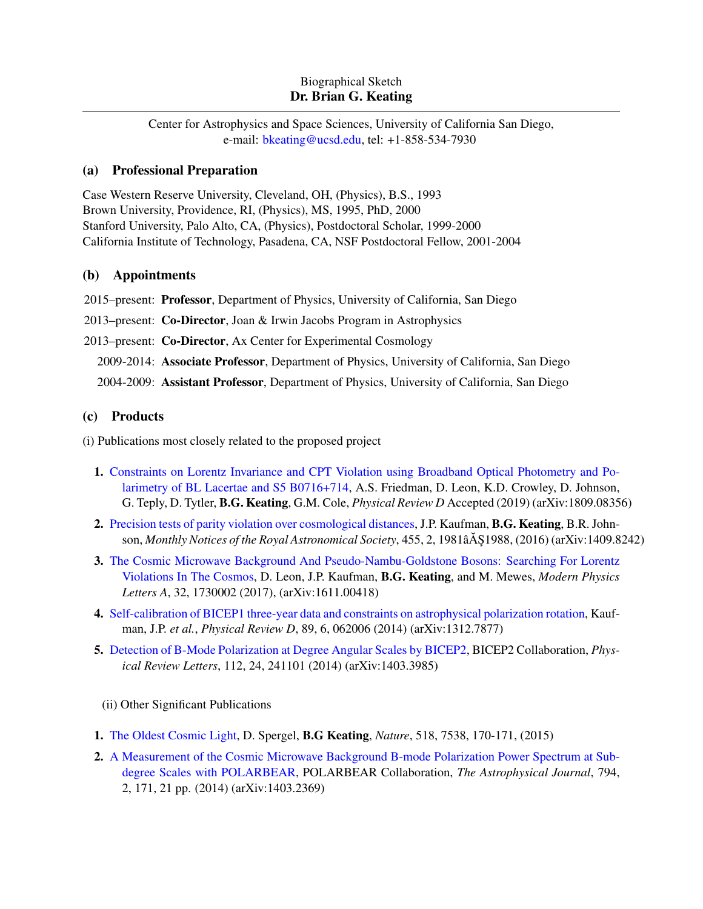Biographical Sketch
**Dr. Brian G. Keating**

---

Center for Astrophysics and Space Sciences, University of California San Diego,
e-mail: bkeating@ucsd.edu, tel: +1-858-534-7930

## (a) Professional Preparation

Case Western Reserve University, Cleveland, OH, (Physics), B.S., 1993
Brown University, Providence, RI, (Physics), MS, 1995, PhD, 2000
Stanford University, Palo Alto, CA, (Physics), Postdoctoral Scholar, 1999-2000
California Institute of Technology, Pasadena, CA, NSF Postdoctoral Fellow, 2001-2004

## (b) Appointments

2015–present: **Professor**, Department of Physics, University of California, San Diego
2013–present: **Co-Director**, Joan & Irwin Jacobs Program in Astrophysics
2013–present: **Co-Director**, Ax Center for Experimental Cosmology
2009-2014: **Associate Professor**, Department of Physics, University of California, San Diego
2004-2009: **Assistant Professor**, Department of Physics, University of California, San Diego

## (c) Products

(i) Publications most closely related to the proposed project

1. Constraints on Lorentz Invariance and CPT Violation using Broadband Optical Photometry and Polarimetry of BL Lacertae and S5 B0716+714, A.S. Friedman, D. Leon, K.D. Crowley, D. Johnson, G. Teply, D. Tytler, **B.G. Keating**, G.M. Cole, *Physical Review D* Accepted (2019) (arXiv:1809.08356)
2. Precision tests of parity violation over cosmological distances, J.P. Kaufman, **B.G. Keating**, B.R. Johnson, *Monthly Notices of the Royal Astronomical Society*, 455, 2, 1981âĂŞ1988, (2016) (arXiv:1409.8242)
3. The Cosmic Microwave Background And Pseudo-Nambu-Goldstone Bosons: Searching For Lorentz Violations In The Cosmos, D. Leon, J.P. Kaufman, **B.G. Keating**, and M. Mewes, *Modern Physics Letters A*, 32, 1730002 (2017), (arXiv:1611.00418)
4. Self-calibration of BICEP1 three-year data and constraints on astrophysical polarization rotation, Kaufman, J.P. *et al.*, *Physical Review D*, 89, 6, 062006 (2014) (arXiv:1312.7877)
5. Detection of B-Mode Polarization at Degree Angular Scales by BICEP2, BICEP2 Collaboration, *Physical Review Letters*, 112, 24, 241101 (2014) (arXiv:1403.3985)

(ii) Other Significant Publications

1. The Oldest Cosmic Light, D. Spergel, **B.G Keating**, *Nature*, 518, 7538, 170-171, (2015)
2. A Measurement of the Cosmic Microwave Background B-mode Polarization Power Spectrum at Sub-degree Scales with POLARBEAR, POLARBEAR Collaboration, *The Astrophysical Journal*, 794, 2, 171, 21 pp. (2014) (arXiv:1403.2369)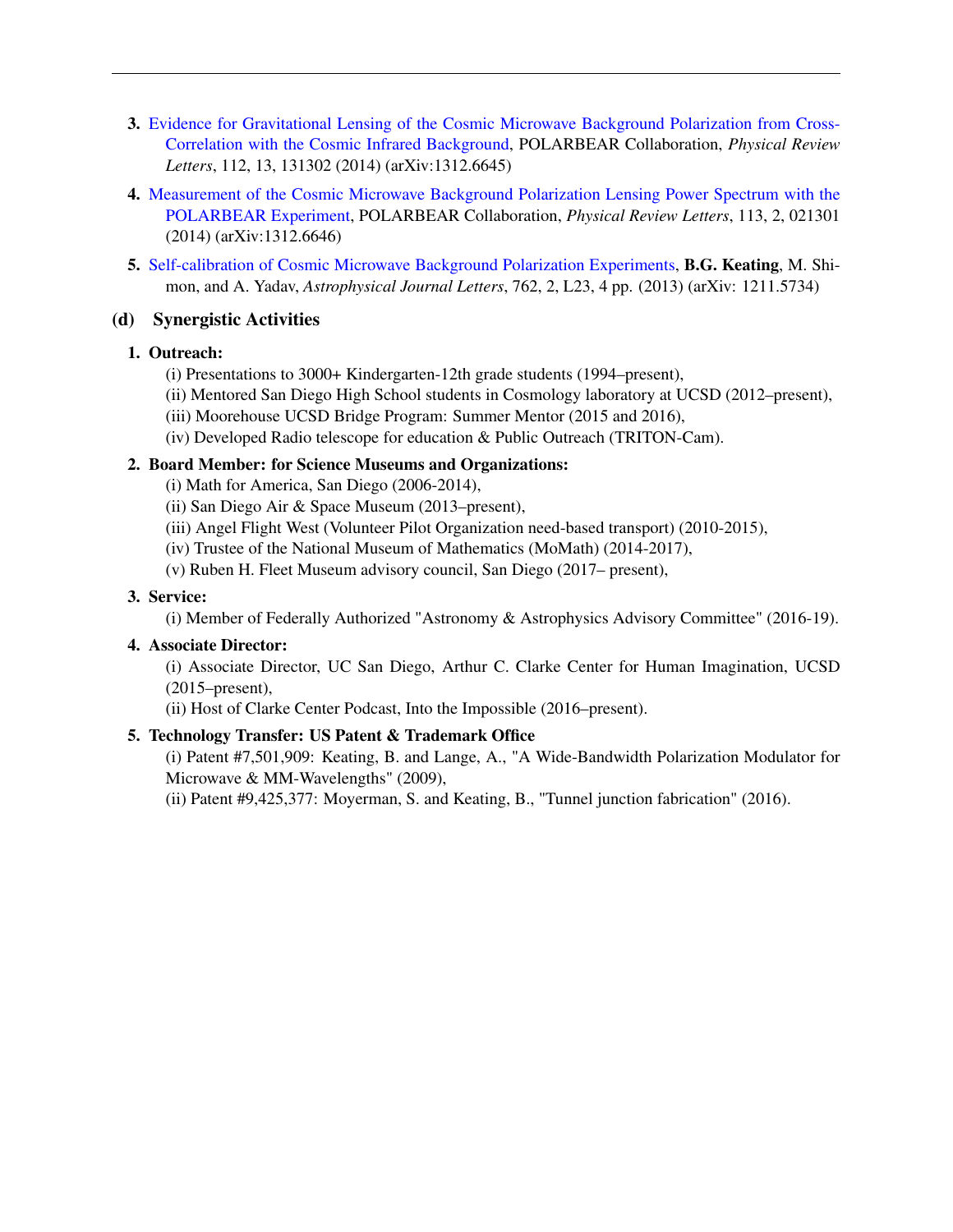3. [Evidence for Gravitational Lensing of the Cosmic Microwave Background Polarization from Cross-Correlation with the Cosmic Infrared Background], POLARBEAR Collaboration, *Physical Review Letters*, 112, 13, 131302 (2014) (arXiv:1312.6645)

4. [Measurement of the Cosmic Microwave Background Polarization Lensing Power Spectrum with the POLARBEAR Experiment], POLARBEAR Collaboration, *Physical Review Letters*, 113, 2, 021301 (2014) (arXiv:1312.6646)

5. [Self-calibration of Cosmic Microwave Background Polarization Experiments], **B.G. Keating**, M. Shimon, and A. Yadav, *Astrophysical Journal Letters*, 762, 2, L23, 4 pp. (2013) (arXiv: 1211.5734)

## (d) Synergistic Activities

1. **Outreach:**
   (i) Presentations to 3000+ Kindergarten-12th grade students (1994–present),
   (ii) Mentored San Diego High School students in Cosmology laboratory at UCSD (2012–present),
   (iii) Moorehouse UCSD Bridge Program: Summer Mentor (2015 and 2016),
   (iv) Developed Radio telescope for education & Public Outreach (TRITON-Cam).

2. **Board Member: for Science Museums and Organizations:**
   (i) Math for America, San Diego (2006-2014),
   (ii) San Diego Air & Space Museum (2013–present),
   (iii) Angel Flight West (Volunteer Pilot Organization need-based transport) (2010-2015),
   (iv) Trustee of the National Museum of Mathematics (MoMath) (2014-2017),
   (v) Ruben H. Fleet Museum advisory council, San Diego (2017– present),

3. **Service:**
   (i) Member of Federally Authorized "Astronomy & Astrophysics Advisory Committee" (2016-19).

4. **Associate Director:**
   (i) Associate Director, UC San Diego, Arthur C. Clarke Center for Human Imagination, UCSD (2015–present),
   (ii) Host of Clarke Center Podcast, Into the Impossible (2016–present).

5. **Technology Transfer: US Patent & Trademark Office**
   (i) Patent #7,501,909: Keating, B. and Lange, A., "A Wide-Bandwidth Polarization Modulator for Microwave & MM-Wavelengths" (2009),
   (ii) Patent #9,425,377: Moyerman, S. and Keating, B., "Tunnel junction fabrication" (2016).